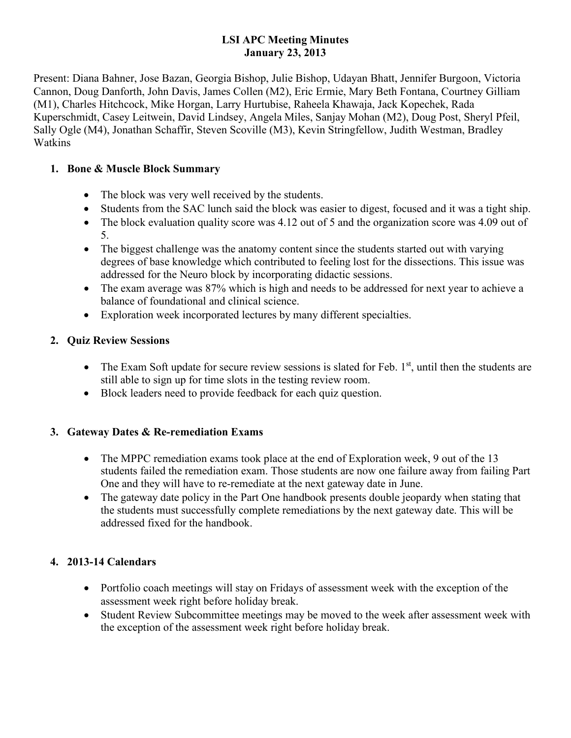# LSI APC Meeting Minutes
## January 23, 2013

Present: Diana Bahner, Jose Bazan, Georgia Bishop, Julie Bishop, Udayan Bhatt, Jennifer Burgoon, Victoria Cannon, Doug Danforth, John Davis, James Collen (M2), Eric Ermie, Mary Beth Fontana, Courtney Gilliam (M1), Charles Hitchcock, Mike Horgan, Larry Hurtubise, Raheela Khawaja, Jack Kopechek, Rada Kuperschmidt, Casey Leitwein, David Lindsey, Angela Miles, Sanjay Mohan (M2), Doug Post, Sheryl Pfeil, Sally Ogle (M4), Jonathan Schaffir, Steven Scoville (M3), Kevin Stringfellow, Judith Westman, Bradley Watkins

### 1. Bone & Muscle Block Summary

- The block was very well received by the students.
- Students from the SAC lunch said the block was easier to digest, focused and it was a tight ship.
- The block evaluation quality score was 4.12 out of 5 and the organization score was 4.09 out of 5.
- The biggest challenge was the anatomy content since the students started out with varying degrees of base knowledge which contributed to feeling lost for the dissections. This issue was addressed for the Neuro block by incorporating didactic sessions.
- The exam average was 87% which is high and needs to be addressed for next year to achieve a balance of foundational and clinical science.
- Exploration week incorporated lectures by many different specialties.

### 2. Quiz Review Sessions

- The Exam Soft update for secure review sessions is slated for Feb. 1st, until then the students are still able to sign up for time slots in the testing review room.
- Block leaders need to provide feedback for each quiz question.

### 3. Gateway Dates & Re-remediation Exams

- The MPPC remediation exams took place at the end of Exploration week, 9 out of the 13 students failed the remediation exam. Those students are now one failure away from failing Part One and they will have to re-remediate at the next gateway date in June.
- The gateway date policy in the Part One handbook presents double jeopardy when stating that the students must successfully complete remediations by the next gateway date. This will be addressed fixed for the handbook.

### 4. 2013-14 Calendars

- Portfolio coach meetings will stay on Fridays of assessment week with the exception of the assessment week right before holiday break.
- Student Review Subcommittee meetings may be moved to the week after assessment week with the exception of the assessment week right before holiday break.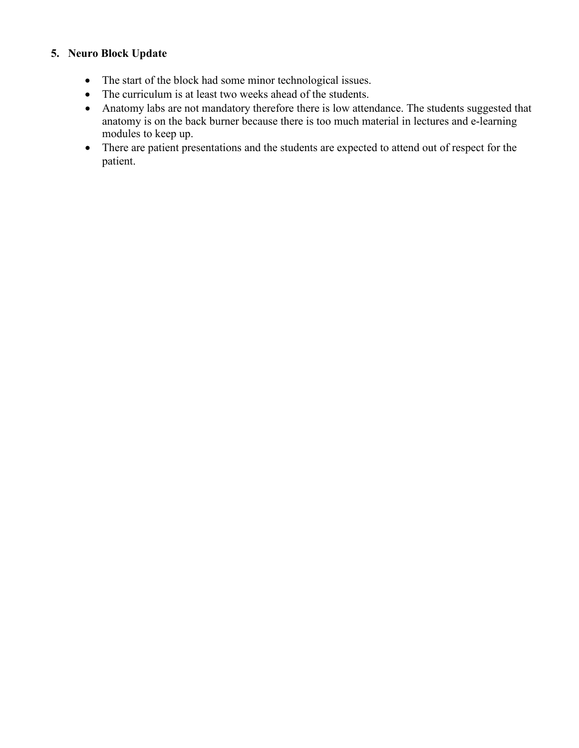5. **Neuro Block Update**

   - The start of the block had some minor technological issues.
   - The curriculum is at least two weeks ahead of the students.
   - Anatomy labs are not mandatory therefore there is low attendance. The students suggested that anatomy is on the back burner because there is too much material in lectures and e-learning modules to keep up.
   - There are patient presentations and the students are expected to attend out of respect for the patient.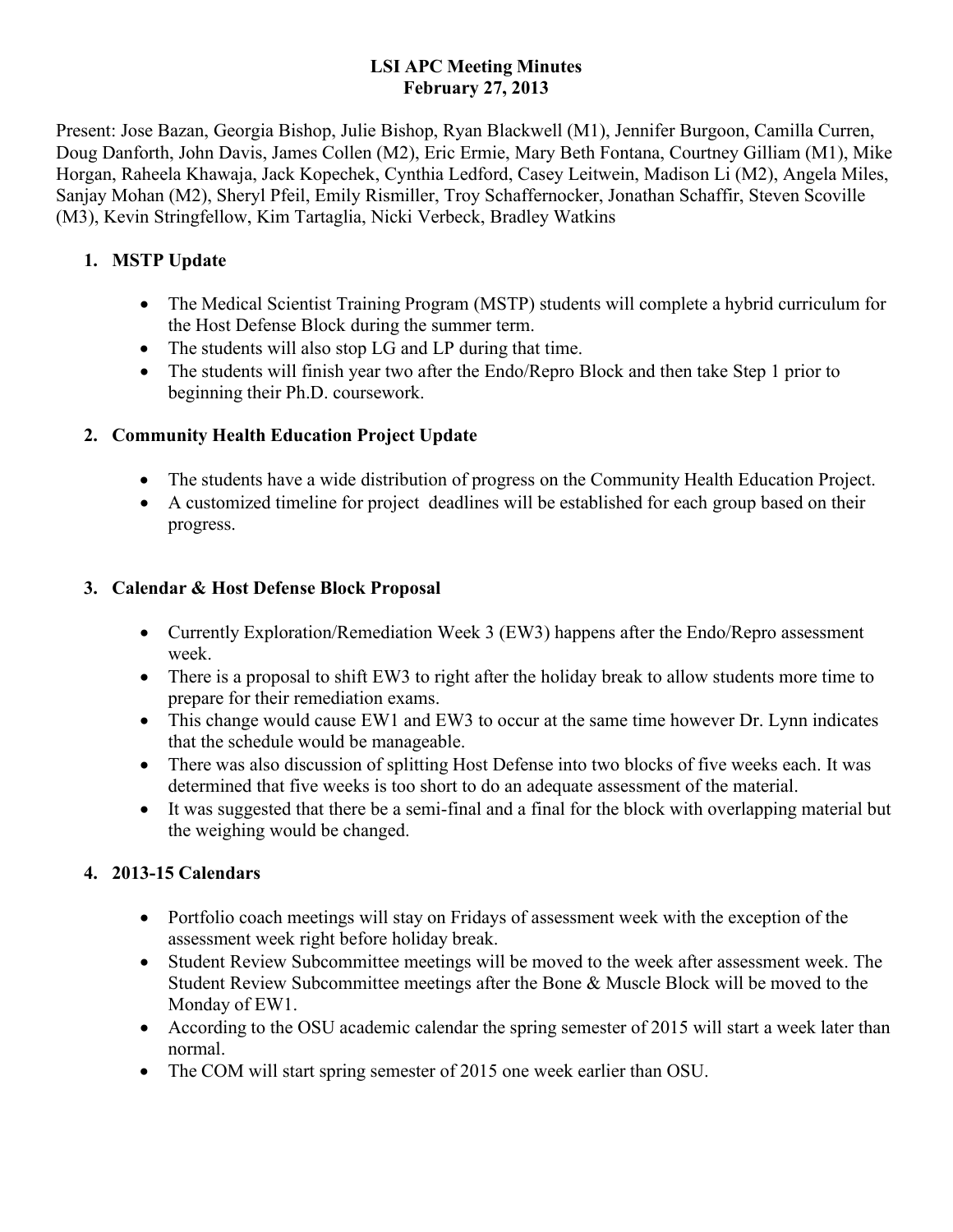# LSI APC Meeting Minutes
# February 27, 2013

Present: Jose Bazan, Georgia Bishop, Julie Bishop, Ryan Blackwell (M1), Jennifer Burgoon, Camilla Curren, Doug Danforth, John Davis, James Collen (M2), Eric Ermie, Mary Beth Fontana, Courtney Gilliam (M1), Mike Horgan, Raheela Khawaja, Jack Kopechek, Cynthia Ledford, Casey Leitwein, Madison Li (M2), Angela Miles, Sanjay Mohan (M2), Sheryl Pfeil, Emily Rismiller, Troy Schaffernocker, Jonathan Schaffir, Steven Scoville (M3), Kevin Stringfellow, Kim Tartaglia, Nicki Verbeck, Bradley Watkins

1. **MSTP Update**

   - The Medical Scientist Training Program (MSTP) students will complete a hybrid curriculum for the Host Defense Block during the summer term.
   - The students will also stop LG and LP during that time.
   - The students will finish year two after the Endo/Repro Block and then take Step 1 prior to beginning their Ph.D. coursework.

2. **Community Health Education Project Update**

   - The students have a wide distribution of progress on the Community Health Education Project.
   - A customized timeline for project deadlines will be established for each group based on their progress.

3. **Calendar & Host Defense Block Proposal**

   - Currently Exploration/Remediation Week 3 (EW3) happens after the Endo/Repro assessment week.
   - There is a proposal to shift EW3 to right after the holiday break to allow students more time to prepare for their remediation exams.
   - This change would cause EW1 and EW3 to occur at the same time however Dr. Lynn indicates that the schedule would be manageable.
   - There was also discussion of splitting Host Defense into two blocks of five weeks each. It was determined that five weeks is too short to do an adequate assessment of the material.
   - It was suggested that there be a semi-final and a final for the block with overlapping material but the weighing would be changed.

4. **2013-15 Calendars**

   - Portfolio coach meetings will stay on Fridays of assessment week with the exception of the assessment week right before holiday break.
   - Student Review Subcommittee meetings will be moved to the week after assessment week. The Student Review Subcommittee meetings after the Bone & Muscle Block will be moved to the Monday of EW1.
   - According to the OSU academic calendar the spring semester of 2015 will start a week later than normal.
   - The COM will start spring semester of 2015 one week earlier than OSU.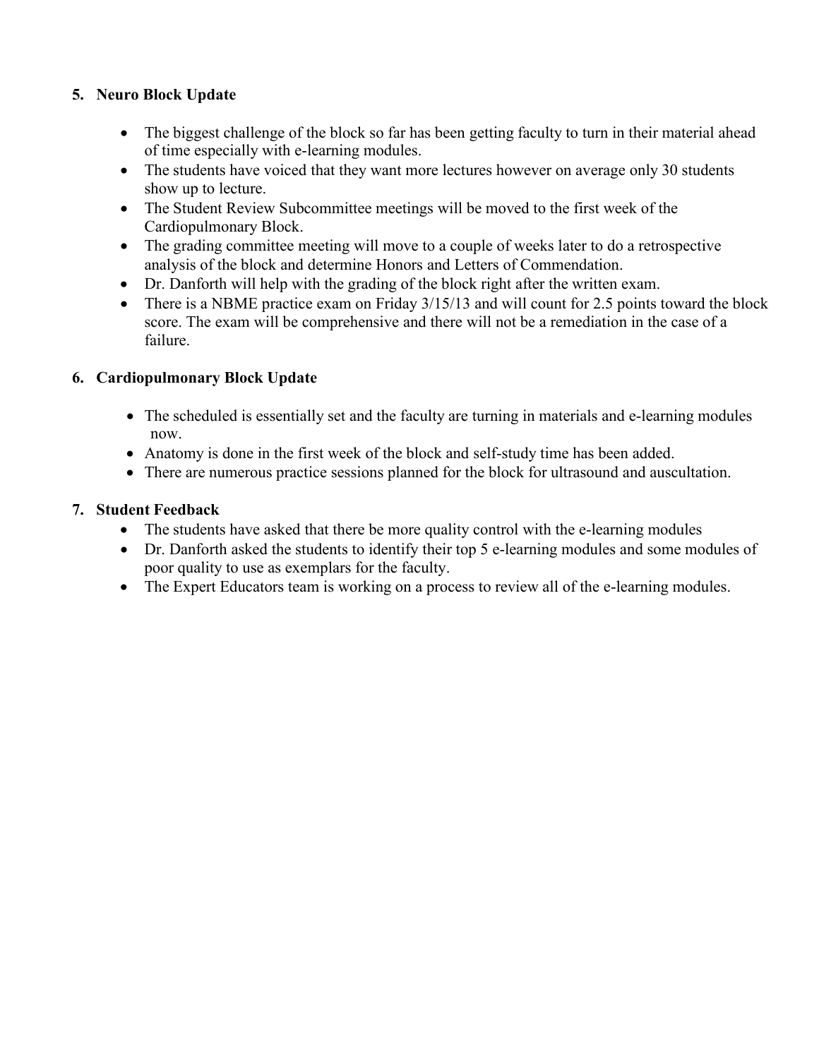5. **Neuro Block Update**

- The biggest challenge of the block so far has been getting faculty to turn in their material ahead of time especially with e-learning modules.
- The students have voiced that they want more lectures however on average only 30 students show up to lecture.
- The Student Review Subcommittee meetings will be moved to the first week of the Cardiopulmonary Block.
- The grading committee meeting will move to a couple of weeks later to do a retrospective analysis of the block and determine Honors and Letters of Commendation.
- Dr. Danforth will help with the grading of the block right after the written exam.
- There is a NBME practice exam on Friday 3/15/13 and will count for 2.5 points toward the block score. The exam will be comprehensive and there will not be a remediation in the case of a failure.

6. **Cardiopulmonary Block Update**

- The scheduled is essentially set and the faculty are turning in materials and e-learning modules now.
- Anatomy is done in the first week of the block and self-study time has been added.
- There are numerous practice sessions planned for the block for ultrasound and auscultation.

7. **Student Feedback**

- The students have asked that there be more quality control with the e-learning modules
- Dr. Danforth asked the students to identify their top 5 e-learning modules and some modules of poor quality to use as exemplars for the faculty.
- The Expert Educators team is working on a process to review all of the e-learning modules.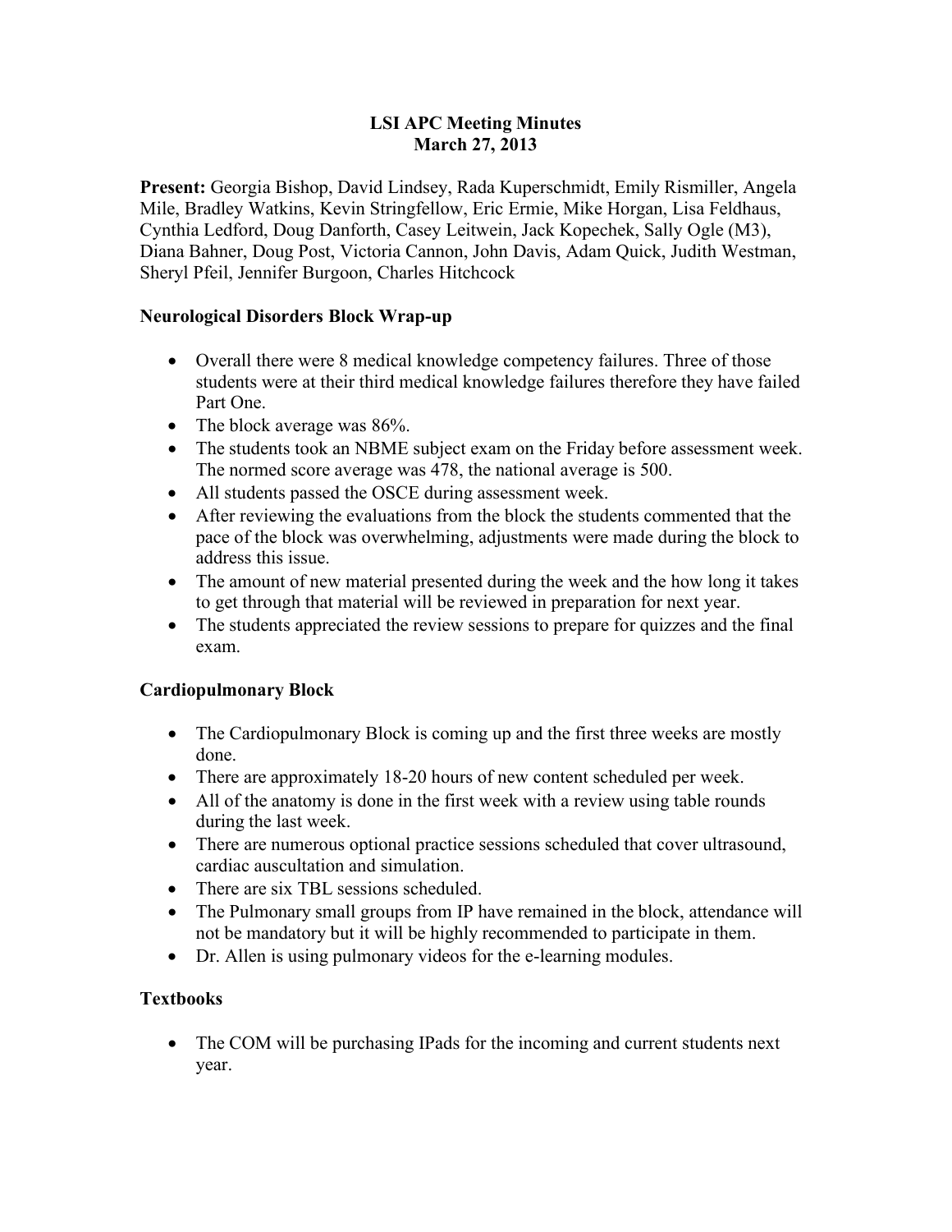# LSI APC Meeting Minutes
## March 27, 2013

**Present:** Georgia Bishop, David Lindsey, Rada Kuperschmidt, Emily Rismiller, Angela Mile, Bradley Watkins, Kevin Stringfellow, Eric Ermie, Mike Horgan, Lisa Feldhaus, Cynthia Ledford, Doug Danforth, Casey Leitwein, Jack Kopechek, Sally Ogle (M3), Diana Bahner, Doug Post, Victoria Cannon, John Davis, Adam Quick, Judith Westman, Sheryl Pfeil, Jennifer Burgoon, Charles Hitchcock

### Neurological Disorders Block Wrap-up

- Overall there were 8 medical knowledge competency failures. Three of those students were at their third medical knowledge failures therefore they have failed Part One.
- The block average was 86%.
- The students took an NBME subject exam on the Friday before assessment week. The normed score average was 478, the national average is 500.
- All students passed the OSCE during assessment week.
- After reviewing the evaluations from the block the students commented that the pace of the block was overwhelming, adjustments were made during the block to address this issue.
- The amount of new material presented during the week and the how long it takes to get through that material will be reviewed in preparation for next year.
- The students appreciated the review sessions to prepare for quizzes and the final exam.

### Cardiopulmonary Block

- The Cardiopulmonary Block is coming up and the first three weeks are mostly done.
- There are approximately 18-20 hours of new content scheduled per week.
- All of the anatomy is done in the first week with a review using table rounds during the last week.
- There are numerous optional practice sessions scheduled that cover ultrasound, cardiac auscultation and simulation.
- There are six TBL sessions scheduled.
- The Pulmonary small groups from IP have remained in the block, attendance will not be mandatory but it will be highly recommended to participate in them.
- Dr. Allen is using pulmonary videos for the e-learning modules.

### Textbooks

- The COM will be purchasing IPads for the incoming and current students next year.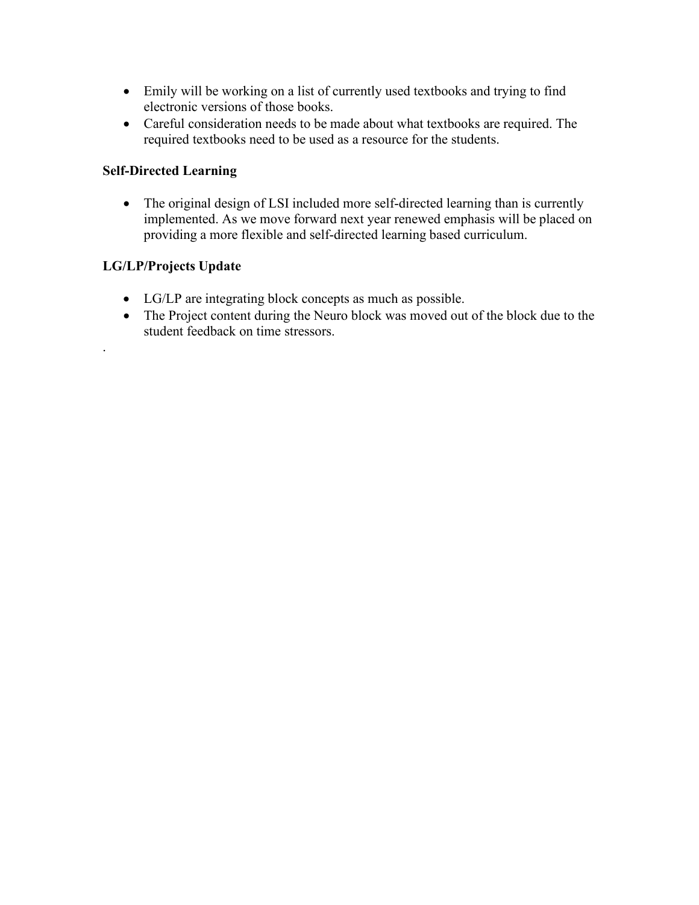- Emily will be working on a list of currently used textbooks and trying to find electronic versions of those books.
- Careful consideration needs to be made about what textbooks are required. The required textbooks need to be used as a resource for the students.

**Self-Directed Learning**

- The original design of LSI included more self-directed learning than is currently implemented. As we move forward next year renewed emphasis will be placed on providing a more flexible and self-directed learning based curriculum.

**LG/LP/Projects Update**

- LG/LP are integrating block concepts as much as possible.
- The Project content during the Neuro block was moved out of the block due to the student feedback on time stressors.

.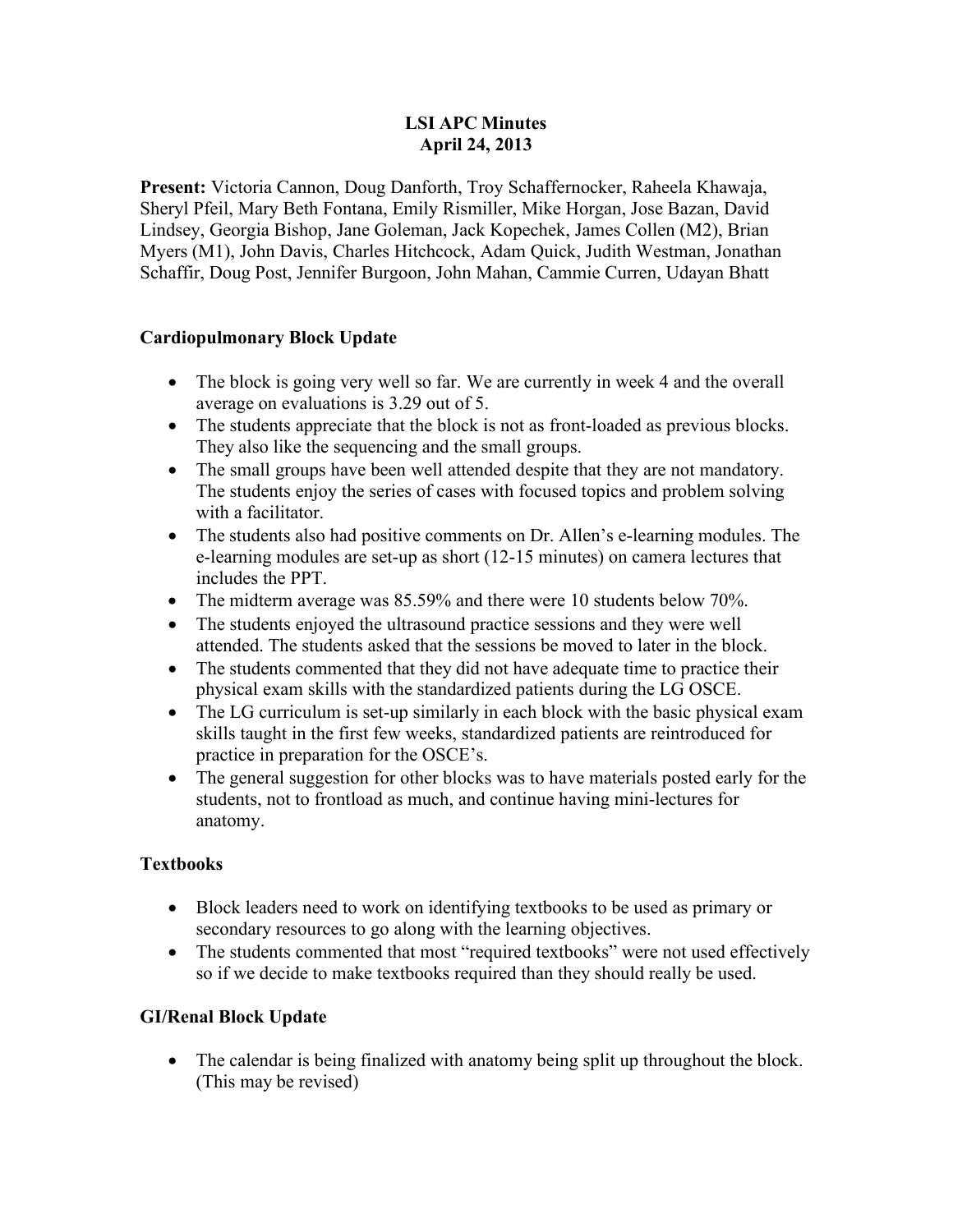# LSI APC Minutes
## April 24, 2013

**Present:** Victoria Cannon, Doug Danforth, Troy Schaffernocker, Raheela Khawaja, Sheryl Pfeil, Mary Beth Fontana, Emily Rismiller, Mike Horgan, Jose Bazan, David Lindsey, Georgia Bishop, Jane Goleman, Jack Kopechek, James Collen (M2), Brian Myers (M1), John Davis, Charles Hitchcock, Adam Quick, Judith Westman, Jonathan Schaffir, Doug Post, Jennifer Burgoon, John Mahan, Cammie Curren, Udayan Bhatt

### Cardiopulmonary Block Update

- The block is going very well so far. We are currently in week 4 and the overall average on evaluations is 3.29 out of 5.
- The students appreciate that the block is not as front-loaded as previous blocks. They also like the sequencing and the small groups.
- The small groups have been well attended despite that they are not mandatory. The students enjoy the series of cases with focused topics and problem solving with a facilitator.
- The students also had positive comments on Dr. Allen's e-learning modules. The e-learning modules are set-up as short (12-15 minutes) on camera lectures that includes the PPT.
- The midterm average was 85.59% and there were 10 students below 70%.
- The students enjoyed the ultrasound practice sessions and they were well attended. The students asked that the sessions be moved to later in the block.
- The students commented that they did not have adequate time to practice their physical exam skills with the standardized patients during the LG OSCE.
- The LG curriculum is set-up similarly in each block with the basic physical exam skills taught in the first few weeks, standardized patients are reintroduced for practice in preparation for the OSCE's.
- The general suggestion for other blocks was to have materials posted early for the students, not to frontload as much, and continue having mini-lectures for anatomy.

### Textbooks

- Block leaders need to work on identifying textbooks to be used as primary or secondary resources to go along with the learning objectives.
- The students commented that most "required textbooks" were not used effectively so if we decide to make textbooks required than they should really be used.

### GI/Renal Block Update

- The calendar is being finalized with anatomy being split up throughout the block. (This may be revised)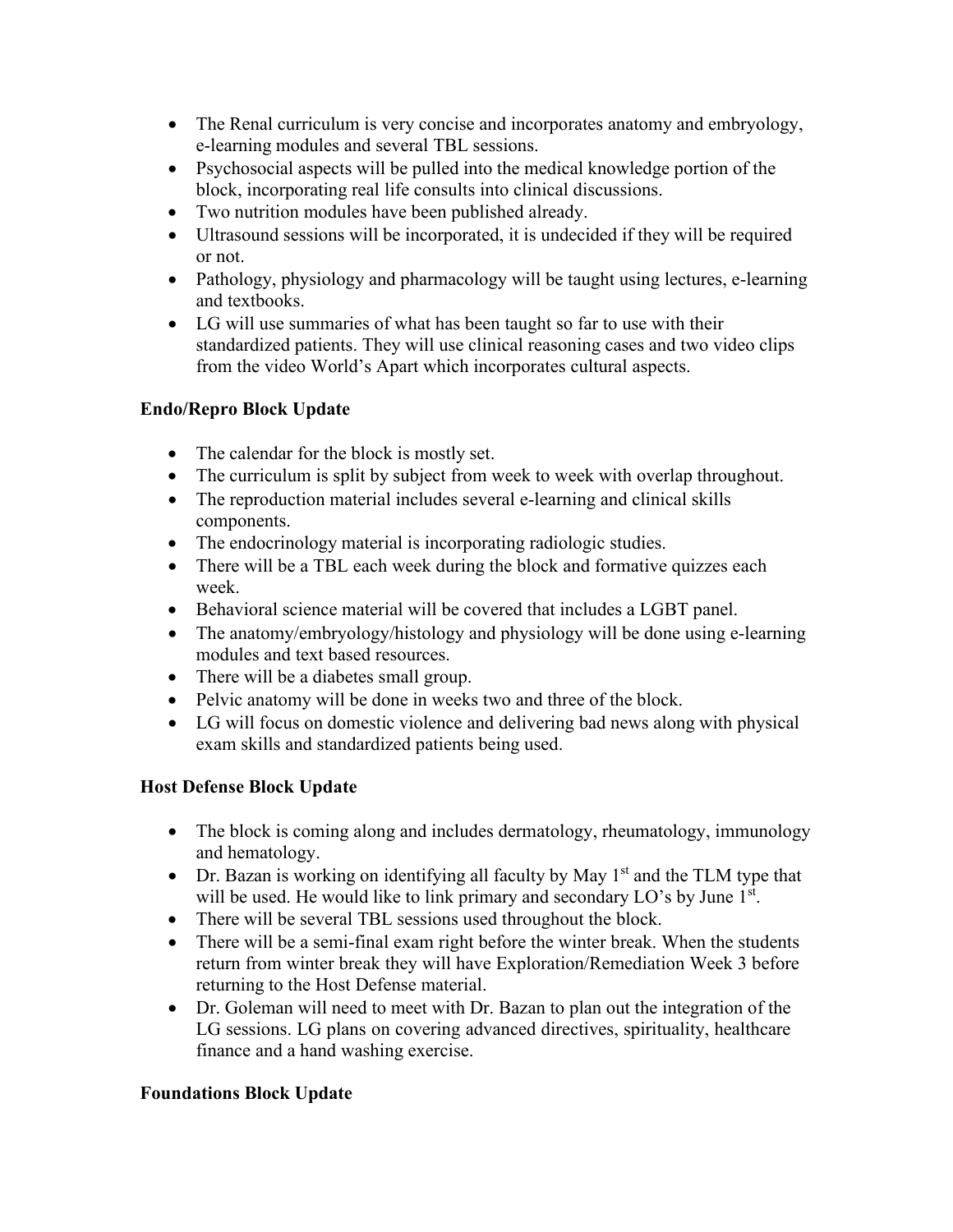- The Renal curriculum is very concise and incorporates anatomy and embryology, e-learning modules and several TBL sessions.
- Psychosocial aspects will be pulled into the medical knowledge portion of the block, incorporating real life consults into clinical discussions.
- Two nutrition modules have been published already.
- Ultrasound sessions will be incorporated, it is undecided if they will be required or not.
- Pathology, physiology and pharmacology will be taught using lectures, e-learning and textbooks.
- LG will use summaries of what has been taught so far to use with their standardized patients. They will use clinical reasoning cases and two video clips from the video World's Apart which incorporates cultural aspects.

**Endo/Repro Block Update**

- The calendar for the block is mostly set.
- The curriculum is split by subject from week to week with overlap throughout.
- The reproduction material includes several e-learning and clinical skills components.
- The endocrinology material is incorporating radiologic studies.
- There will be a TBL each week during the block and formative quizzes each week.
- Behavioral science material will be covered that includes a LGBT panel.
- The anatomy/embryology/histology and physiology will be done using e-learning modules and text based resources.
- There will be a diabetes small group.
- Pelvic anatomy will be done in weeks two and three of the block.
- LG will focus on domestic violence and delivering bad news along with physical exam skills and standardized patients being used.

**Host Defense Block Update**

- The block is coming along and includes dermatology, rheumatology, immunology and hematology.
- Dr. Bazan is working on identifying all faculty by May 1st and the TLM type that will be used. He would like to link primary and secondary LO's by June 1st.
- There will be several TBL sessions used throughout the block.
- There will be a semi-final exam right before the winter break. When the students return from winter break they will have Exploration/Remediation Week 3 before returning to the Host Defense material.
- Dr. Goleman will need to meet with Dr. Bazan to plan out the integration of the LG sessions. LG plans on covering advanced directives, spirituality, healthcare finance and a hand washing exercise.

**Foundations Block Update**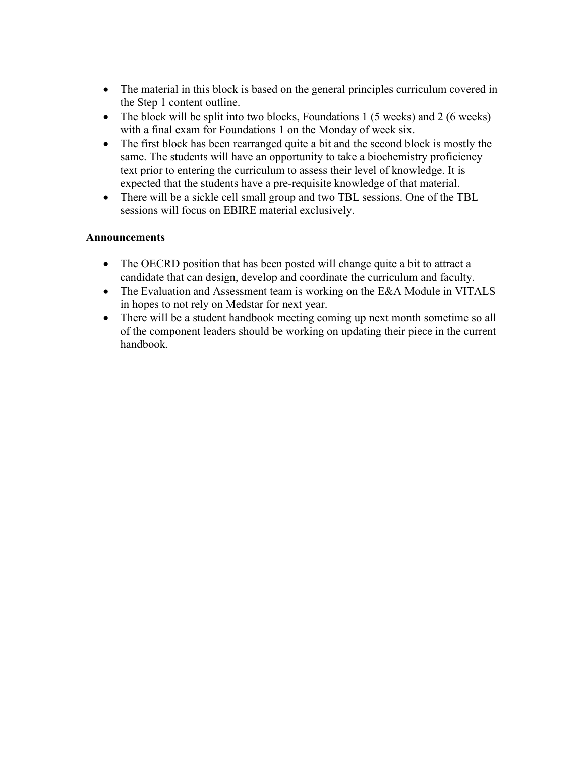- The material in this block is based on the general principles curriculum covered in the Step 1 content outline.
- The block will be split into two blocks, Foundations 1 (5 weeks) and 2 (6 weeks) with a final exam for Foundations 1 on the Monday of week six.
- The first block has been rearranged quite a bit and the second block is mostly the same. The students will have an opportunity to take a biochemistry proficiency text prior to entering the curriculum to assess their level of knowledge. It is expected that the students have a pre-requisite knowledge of that material.
- There will be a sickle cell small group and two TBL sessions. One of the TBL sessions will focus on EBIRE material exclusively.

**Announcements**

- The OECRD position that has been posted will change quite a bit to attract a candidate that can design, develop and coordinate the curriculum and faculty.
- The Evaluation and Assessment team is working on the E&A Module in VITALS in hopes to not rely on Medstar for next year.
- There will be a student handbook meeting coming up next month sometime so all of the component leaders should be working on updating their piece in the current handbook.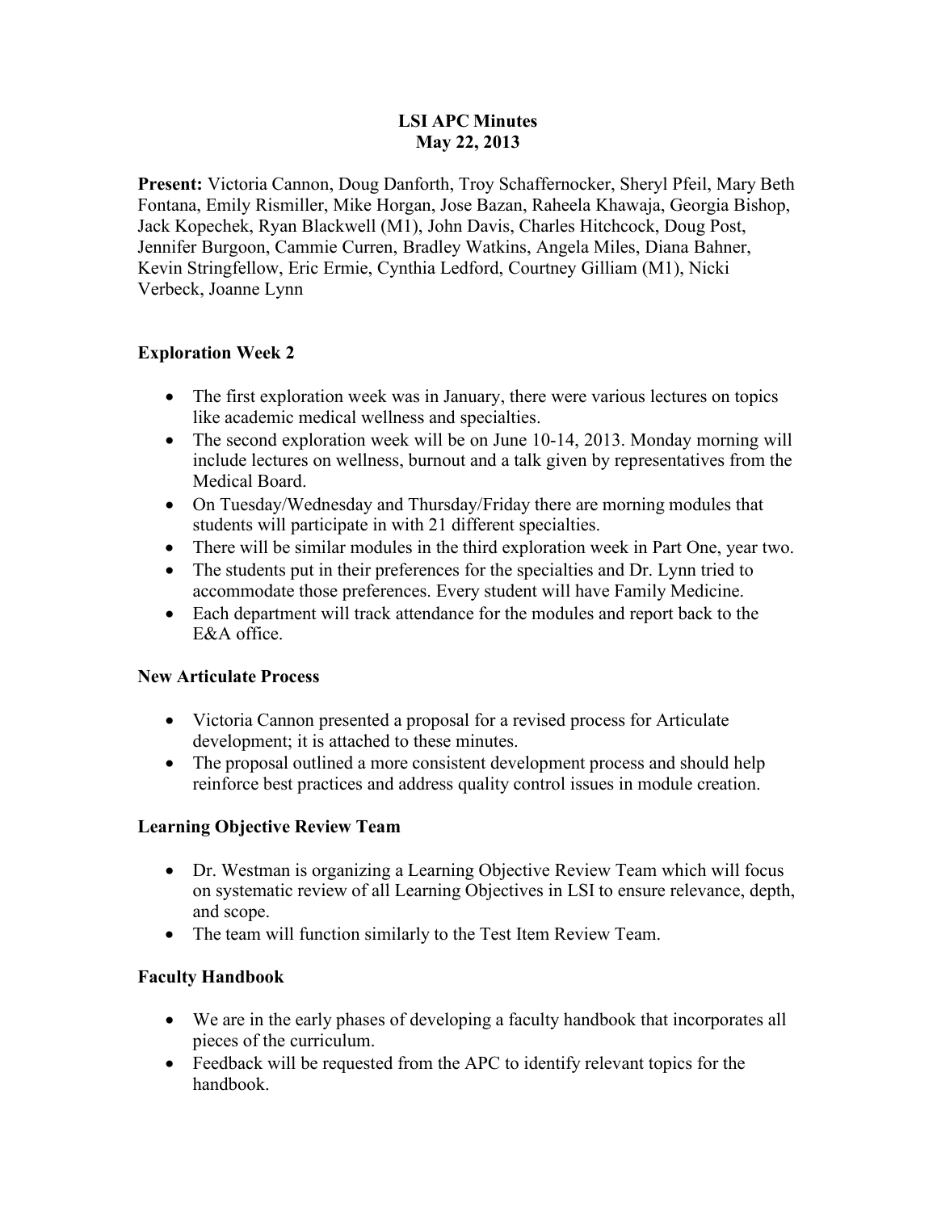# LSI APC Minutes
## May 22, 2013

**Present:** Victoria Cannon, Doug Danforth, Troy Schaffernocker, Sheryl Pfeil, Mary Beth Fontana, Emily Rismiller, Mike Horgan, Jose Bazan, Raheela Khawaja, Georgia Bishop, Jack Kopechek, Ryan Blackwell (M1), John Davis, Charles Hitchcock, Doug Post, Jennifer Burgoon, Cammie Curren, Bradley Watkins, Angela Miles, Diana Bahner, Kevin Stringfellow, Eric Ermie, Cynthia Ledford, Courtney Gilliam (M1), Nicki Verbeck, Joanne Lynn

### Exploration Week 2

- The first exploration week was in January, there were various lectures on topics like academic medical wellness and specialties.
- The second exploration week will be on June 10-14, 2013. Monday morning will include lectures on wellness, burnout and a talk given by representatives from the Medical Board.
- On Tuesday/Wednesday and Thursday/Friday there are morning modules that students will participate in with 21 different specialties.
- There will be similar modules in the third exploration week in Part One, year two.
- The students put in their preferences for the specialties and Dr. Lynn tried to accommodate those preferences. Every student will have Family Medicine.
- Each department will track attendance for the modules and report back to the E&A office.

### New Articulate Process

- Victoria Cannon presented a proposal for a revised process for Articulate development; it is attached to these minutes.
- The proposal outlined a more consistent development process and should help reinforce best practices and address quality control issues in module creation.

### Learning Objective Review Team

- Dr. Westman is organizing a Learning Objective Review Team which will focus on systematic review of all Learning Objectives in LSI to ensure relevance, depth, and scope.
- The team will function similarly to the Test Item Review Team.

### Faculty Handbook

- We are in the early phases of developing a faculty handbook that incorporates all pieces of the curriculum.
- Feedback will be requested from the APC to identify relevant topics for the handbook.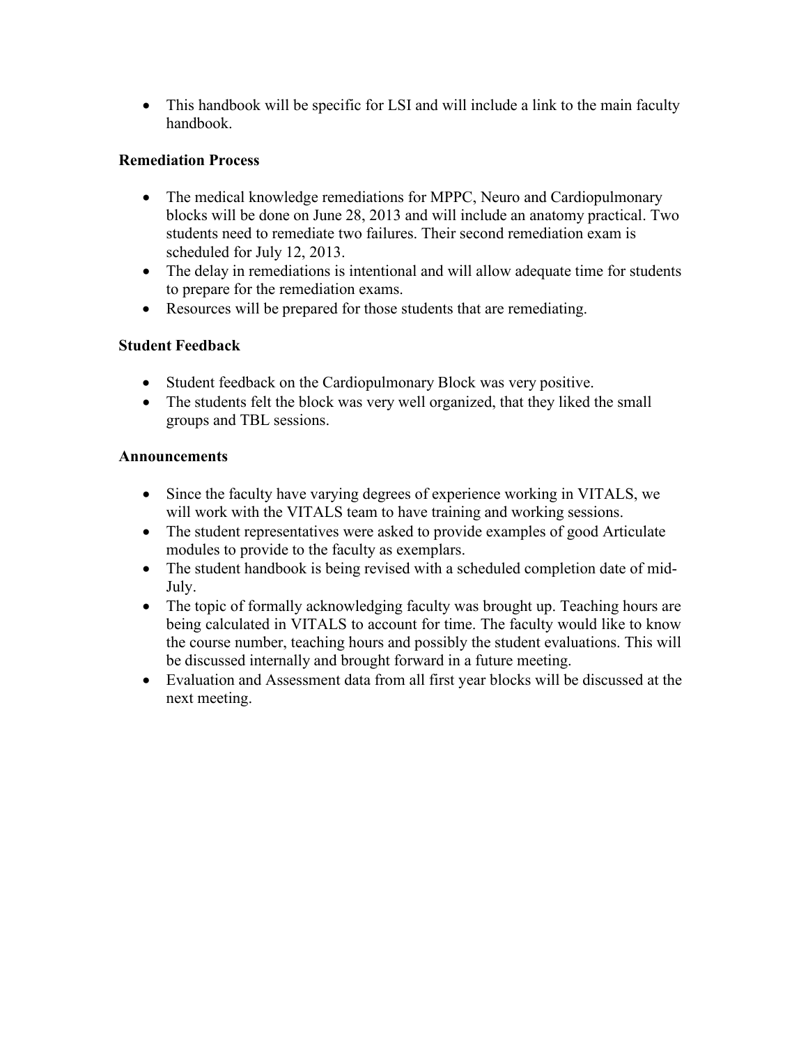- This handbook will be specific for LSI and will include a link to the main faculty handbook.

**Remediation Process**

- The medical knowledge remediations for MPPC, Neuro and Cardiopulmonary blocks will be done on June 28, 2013 and will include an anatomy practical. Two students need to remediate two failures. Their second remediation exam is scheduled for July 12, 2013.
- The delay in remediations is intentional and will allow adequate time for students to prepare for the remediation exams.
- Resources will be prepared for those students that are remediating.

**Student Feedback**

- Student feedback on the Cardiopulmonary Block was very positive.
- The students felt the block was very well organized, that they liked the small groups and TBL sessions.

**Announcements**

- Since the faculty have varying degrees of experience working in VITALS, we will work with the VITALS team to have training and working sessions.
- The student representatives were asked to provide examples of good Articulate modules to provide to the faculty as exemplars.
- The student handbook is being revised with a scheduled completion date of mid-July.
- The topic of formally acknowledging faculty was brought up. Teaching hours are being calculated in VITALS to account for time. The faculty would like to know the course number, teaching hours and possibly the student evaluations. This will be discussed internally and brought forward in a future meeting.
- Evaluation and Assessment data from all first year blocks will be discussed at the next meeting.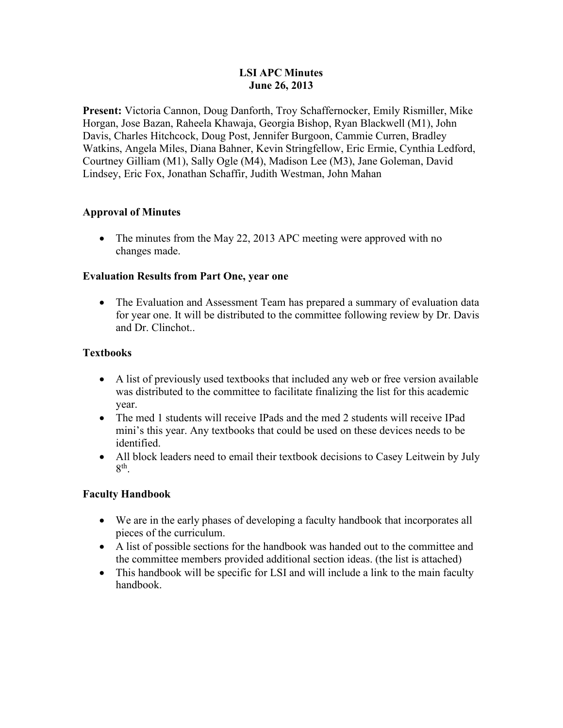# LSI APC Minutes
## June 26, 2013

**Present:** Victoria Cannon, Doug Danforth, Troy Schaffernocker, Emily Rismiller, Mike Horgan, Jose Bazan, Raheela Khawaja, Georgia Bishop, Ryan Blackwell (M1), John Davis, Charles Hitchcock, Doug Post, Jennifer Burgoon, Cammie Curren, Bradley Watkins, Angela Miles, Diana Bahner, Kevin Stringfellow, Eric Ermie, Cynthia Ledford, Courtney Gilliam (M1), Sally Ogle (M4), Madison Lee (M3), Jane Goleman, David Lindsey, Eric Fox, Jonathan Schaffir, Judith Westman, John Mahan

### Approval of Minutes

- The minutes from the May 22, 2013 APC meeting were approved with no changes made.

### Evaluation Results from Part One, year one

- The Evaluation and Assessment Team has prepared a summary of evaluation data for year one. It will be distributed to the committee following review by Dr. Davis and Dr. Clinchot..

### Textbooks

- A list of previously used textbooks that included any web or free version available was distributed to the committee to facilitate finalizing the list for this academic year.
- The med 1 students will receive IPads and the med 2 students will receive IPad mini's this year. Any textbooks that could be used on these devices needs to be identified.
- All block leaders need to email their textbook decisions to Casey Leitwein by July 8th.

### Faculty Handbook

- We are in the early phases of developing a faculty handbook that incorporates all pieces of the curriculum.
- A list of possible sections for the handbook was handed out to the committee and the committee members provided additional section ideas. (the list is attached)
- This handbook will be specific for LSI and will include a link to the main faculty handbook.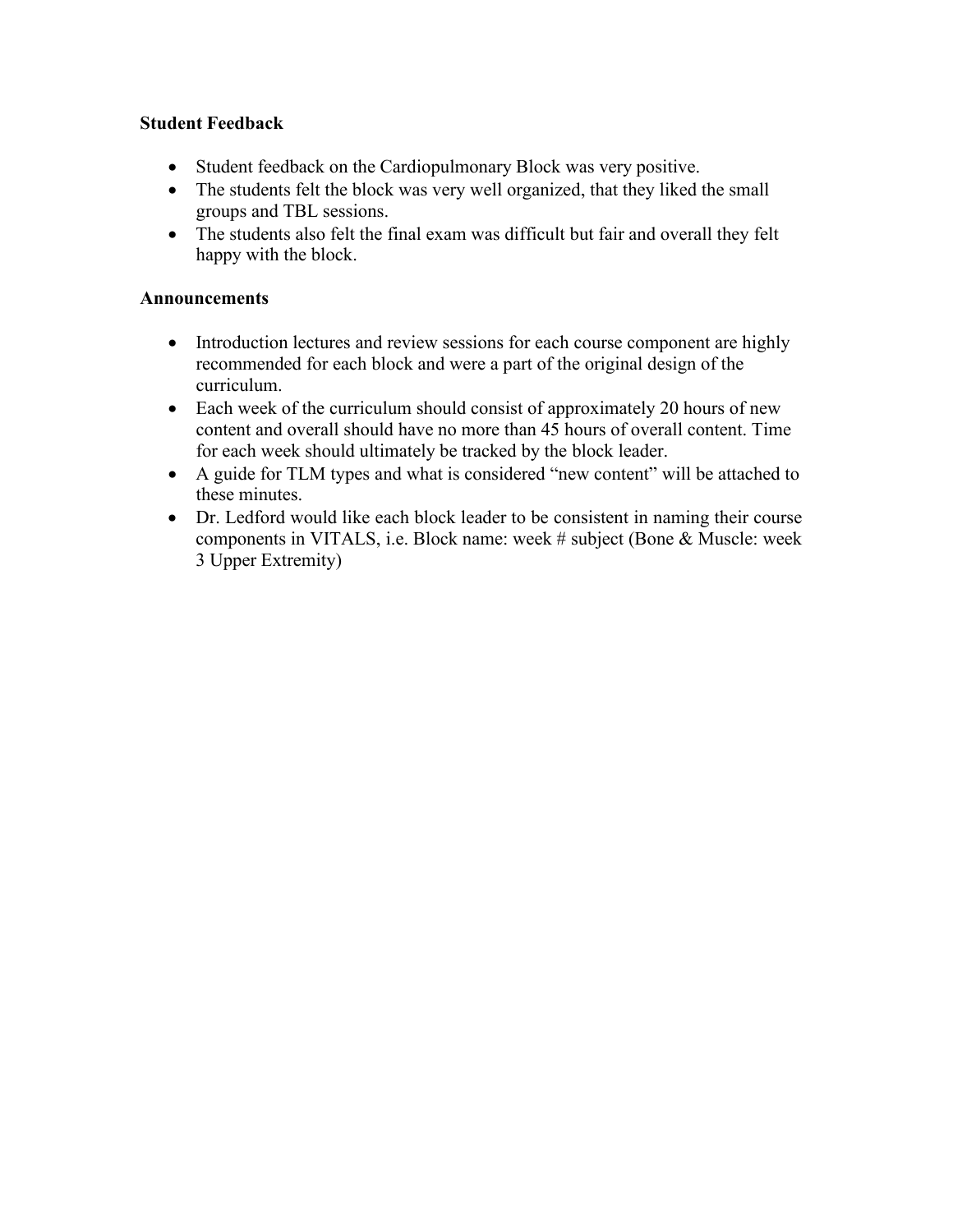**Student Feedback**

- Student feedback on the Cardiopulmonary Block was very positive.
- The students felt the block was very well organized, that they liked the small groups and TBL sessions.
- The students also felt the final exam was difficult but fair and overall they felt happy with the block.

**Announcements**

- Introduction lectures and review sessions for each course component are highly recommended for each block and were a part of the original design of the curriculum.
- Each week of the curriculum should consist of approximately 20 hours of new content and overall should have no more than 45 hours of overall content. Time for each week should ultimately be tracked by the block leader.
- A guide for TLM types and what is considered "new content" will be attached to these minutes.
- Dr. Ledford would like each block leader to be consistent in naming their course components in VITALS, i.e. Block name: week # subject (Bone & Muscle: week 3 Upper Extremity)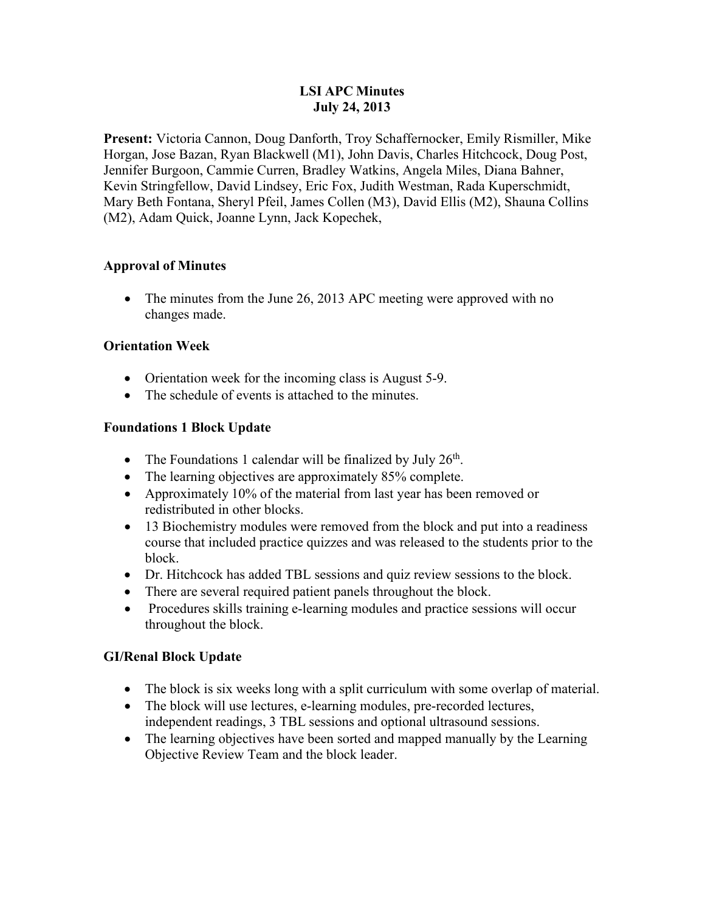# LSI APC Minutes
## July 24, 2013

**Present:** Victoria Cannon, Doug Danforth, Troy Schaffernocker, Emily Rismiller, Mike Horgan, Jose Bazan, Ryan Blackwell (M1), John Davis, Charles Hitchcock, Doug Post, Jennifer Burgoon, Cammie Curren, Bradley Watkins, Angela Miles, Diana Bahner, Kevin Stringfellow, David Lindsey, Eric Fox, Judith Westman, Rada Kuperschmidt, Mary Beth Fontana, Sheryl Pfeil, James Collen (M3), David Ellis (M2), Shauna Collins (M2), Adam Quick, Joanne Lynn, Jack Kopechek,

### Approval of Minutes

- The minutes from the June 26, 2013 APC meeting were approved with no changes made.

### Orientation Week

- Orientation week for the incoming class is August 5-9.
- The schedule of events is attached to the minutes.

### Foundations 1 Block Update

- The Foundations 1 calendar will be finalized by July 26th.
- The learning objectives are approximately 85% complete.
- Approximately 10% of the material from last year has been removed or redistributed in other blocks.
- 13 Biochemistry modules were removed from the block and put into a readiness course that included practice quizzes and was released to the students prior to the block.
- Dr. Hitchcock has added TBL sessions and quiz review sessions to the block.
- There are several required patient panels throughout the block.
- Procedures skills training e-learning modules and practice sessions will occur throughout the block.

### GI/Renal Block Update

- The block is six weeks long with a split curriculum with some overlap of material.
- The block will use lectures, e-learning modules, pre-recorded lectures, independent readings, 3 TBL sessions and optional ultrasound sessions.
- The learning objectives have been sorted and mapped manually by the Learning Objective Review Team and the block leader.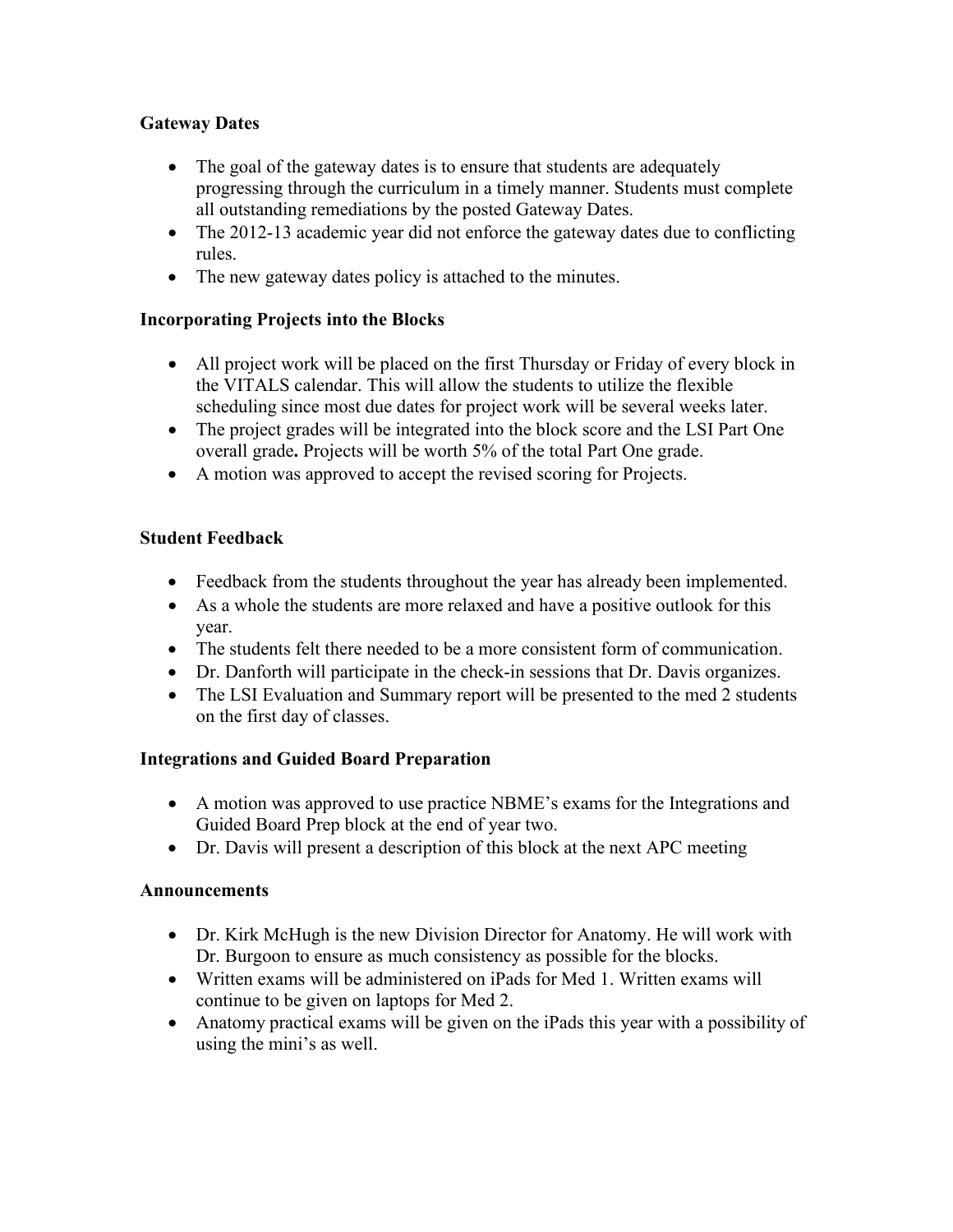**Gateway Dates**

- The goal of the gateway dates is to ensure that students are adequately progressing through the curriculum in a timely manner. Students must complete all outstanding remediations by the posted Gateway Dates.
- The 2012-13 academic year did not enforce the gateway dates due to conflicting rules.
- The new gateway dates policy is attached to the minutes.

**Incorporating Projects into the Blocks**

- All project work will be placed on the first Thursday or Friday of every block in the VITALS calendar. This will allow the students to utilize the flexible scheduling since most due dates for project work will be several weeks later.
- The project grades will be integrated into the block score and the LSI Part One overall grade**.** Projects will be worth 5% of the total Part One grade.
- A motion was approved to accept the revised scoring for Projects.

**Student Feedback**

- Feedback from the students throughout the year has already been implemented.
- As a whole the students are more relaxed and have a positive outlook for this year.
- The students felt there needed to be a more consistent form of communication.
- Dr. Danforth will participate in the check-in sessions that Dr. Davis organizes.
- The LSI Evaluation and Summary report will be presented to the med 2 students on the first day of classes.

**Integrations and Guided Board Preparation**

- A motion was approved to use practice NBME's exams for the Integrations and Guided Board Prep block at the end of year two.
- Dr. Davis will present a description of this block at the next APC meeting

**Announcements**

- Dr. Kirk McHugh is the new Division Director for Anatomy. He will work with Dr. Burgoon to ensure as much consistency as possible for the blocks.
- Written exams will be administered on iPads for Med 1. Written exams will continue to be given on laptops for Med 2.
- Anatomy practical exams will be given on the iPads this year with a possibility of using the mini's as well.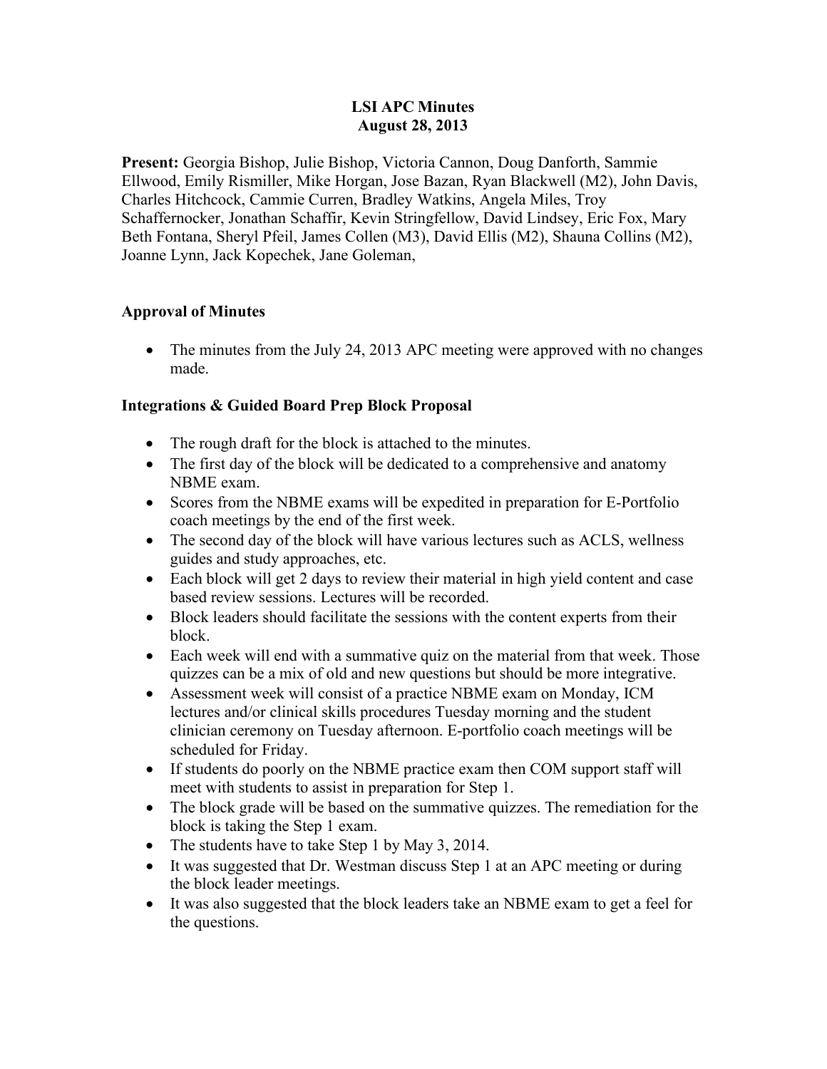# LSI APC Minutes
## August 28, 2013

**Present:** Georgia Bishop, Julie Bishop, Victoria Cannon, Doug Danforth, Sammie Ellwood, Emily Rismiller, Mike Horgan, Jose Bazan, Ryan Blackwell (M2), John Davis, Charles Hitchcock, Cammie Curren, Bradley Watkins, Angela Miles, Troy Schaffernocker, Jonathan Schaffir, Kevin Stringfellow, David Lindsey, Eric Fox, Mary Beth Fontana, Sheryl Pfeil, James Collen (M3), David Ellis (M2), Shauna Collins (M2), Joanne Lynn, Jack Kopechek, Jane Goleman,

### Approval of Minutes

- The minutes from the July 24, 2013 APC meeting were approved with no changes made.

### Integrations & Guided Board Prep Block Proposal

- The rough draft for the block is attached to the minutes.
- The first day of the block will be dedicated to a comprehensive and anatomy NBME exam.
- Scores from the NBME exams will be expedited in preparation for E-Portfolio coach meetings by the end of the first week.
- The second day of the block will have various lectures such as ACLS, wellness guides and study approaches, etc.
- Each block will get 2 days to review their material in high yield content and case based review sessions. Lectures will be recorded.
- Block leaders should facilitate the sessions with the content experts from their block.
- Each week will end with a summative quiz on the material from that week. Those quizzes can be a mix of old and new questions but should be more integrative.
- Assessment week will consist of a practice NBME exam on Monday, ICM lectures and/or clinical skills procedures Tuesday morning and the student clinician ceremony on Tuesday afternoon. E-portfolio coach meetings will be scheduled for Friday.
- If students do poorly on the NBME practice exam then COM support staff will meet with students to assist in preparation for Step 1.
- The block grade will be based on the summative quizzes. The remediation for the block is taking the Step 1 exam.
- The students have to take Step 1 by May 3, 2014.
- It was suggested that Dr. Westman discuss Step 1 at an APC meeting or during the block leader meetings.
- It was also suggested that the block leaders take an NBME exam to get a feel for the questions.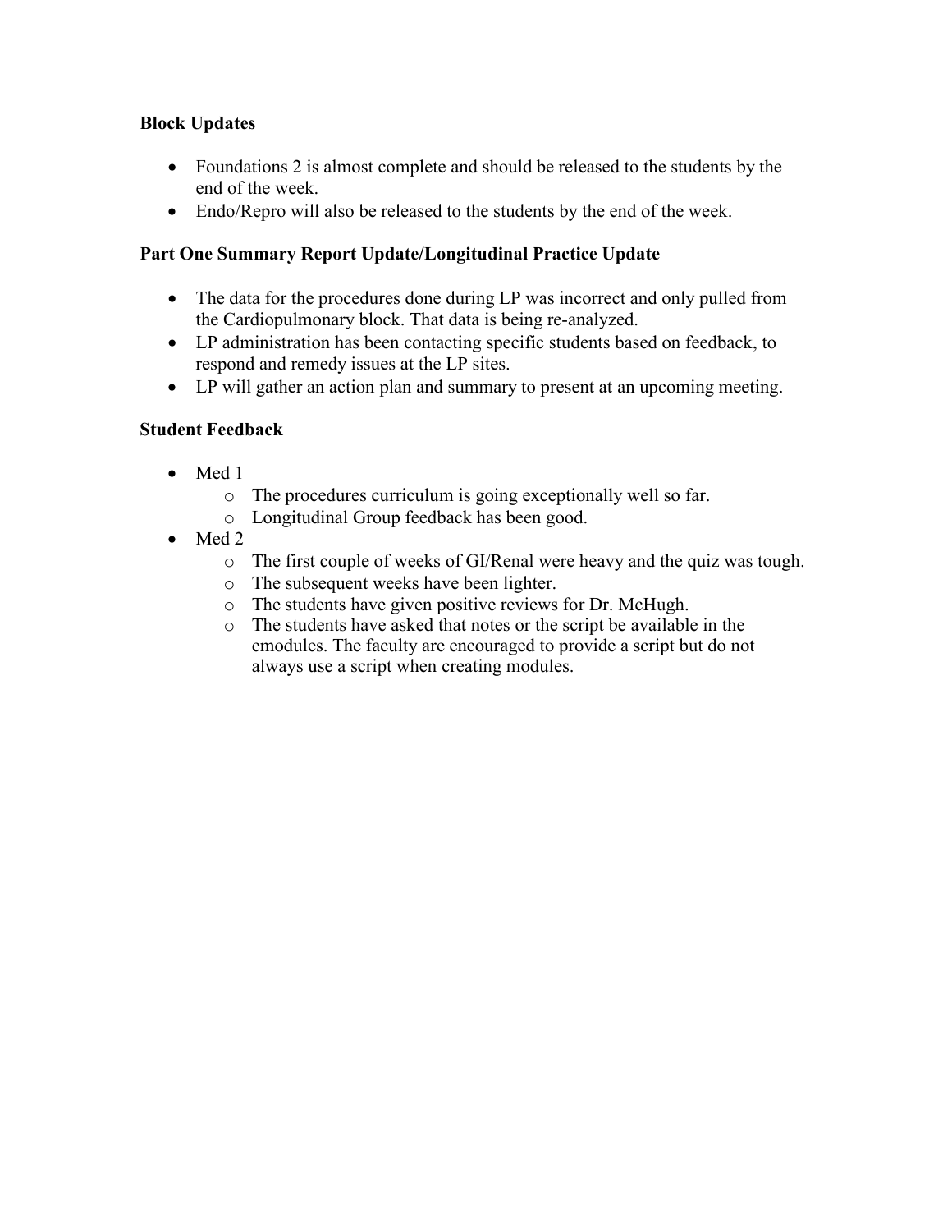**Block Updates**

- Foundations 2 is almost complete and should be released to the students by the end of the week.
- Endo/Repro will also be released to the students by the end of the week.

**Part One Summary Report Update/Longitudinal Practice Update**

- The data for the procedures done during LP was incorrect and only pulled from the Cardiopulmonary block. That data is being re-analyzed.
- LP administration has been contacting specific students based on feedback, to respond and remedy issues at the LP sites.
- LP will gather an action plan and summary to present at an upcoming meeting.

**Student Feedback**

- Med 1
    - The procedures curriculum is going exceptionally well so far.
    - Longitudinal Group feedback has been good.
- Med 2
    - The first couple of weeks of GI/Renal were heavy and the quiz was tough.
    - The subsequent weeks have been lighter.
    - The students have given positive reviews for Dr. McHugh.
    - The students have asked that notes or the script be available in the emodules. The faculty are encouraged to provide a script but do not always use a script when creating modules.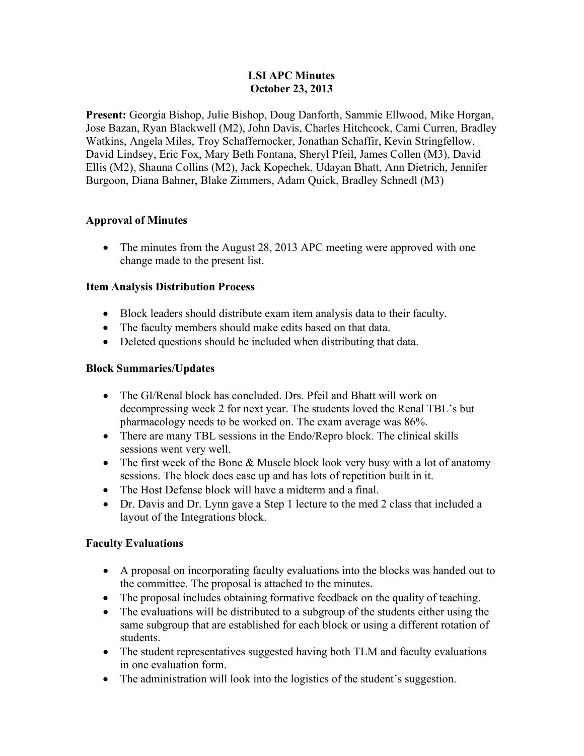# LSI APC Minutes
## October 23, 2013

**Present:** Georgia Bishop, Julie Bishop, Doug Danforth, Sammie Ellwood, Mike Horgan, Jose Bazan, Ryan Blackwell (M2), John Davis, Charles Hitchcock, Cami Curren, Bradley Watkins, Angela Miles, Troy Schaffernocker, Jonathan Schaffir, Kevin Stringfellow, David Lindsey, Eric Fox, Mary Beth Fontana, Sheryl Pfeil, James Collen (M3), David Ellis (M2), Shauna Collins (M2), Jack Kopechek, Udayan Bhatt, Ann Dietrich, Jennifer Burgoon, Diana Bahner, Blake Zimmers, Adam Quick, Bradley Schnedl (M3)

### Approval of Minutes

- The minutes from the August 28, 2013 APC meeting were approved with one change made to the present list.

### Item Analysis Distribution Process

- Block leaders should distribute exam item analysis data to their faculty.
- The faculty members should make edits based on that data.
- Deleted questions should be included when distributing that data.

### Block Summaries/Updates

- The GI/Renal block has concluded. Drs. Pfeil and Bhatt will work on decompressing week 2 for next year. The students loved the Renal TBL's but pharmacology needs to be worked on. The exam average was 86%.
- There are many TBL sessions in the Endo/Repro block. The clinical skills sessions went very well.
- The first week of the Bone & Muscle block look very busy with a lot of anatomy sessions. The block does ease up and has lots of repetition built in it.
- The Host Defense block will have a midterm and a final.
- Dr. Davis and Dr. Lynn gave a Step 1 lecture to the med 2 class that included a layout of the Integrations block.

### Faculty Evaluations

- A proposal on incorporating faculty evaluations into the blocks was handed out to the committee. The proposal is attached to the minutes.
- The proposal includes obtaining formative feedback on the quality of teaching.
- The evaluations will be distributed to a subgroup of the students either using the same subgroup that are established for each block or using a different rotation of students.
- The student representatives suggested having both TLM and faculty evaluations in one evaluation form.
- The administration will look into the logistics of the student's suggestion.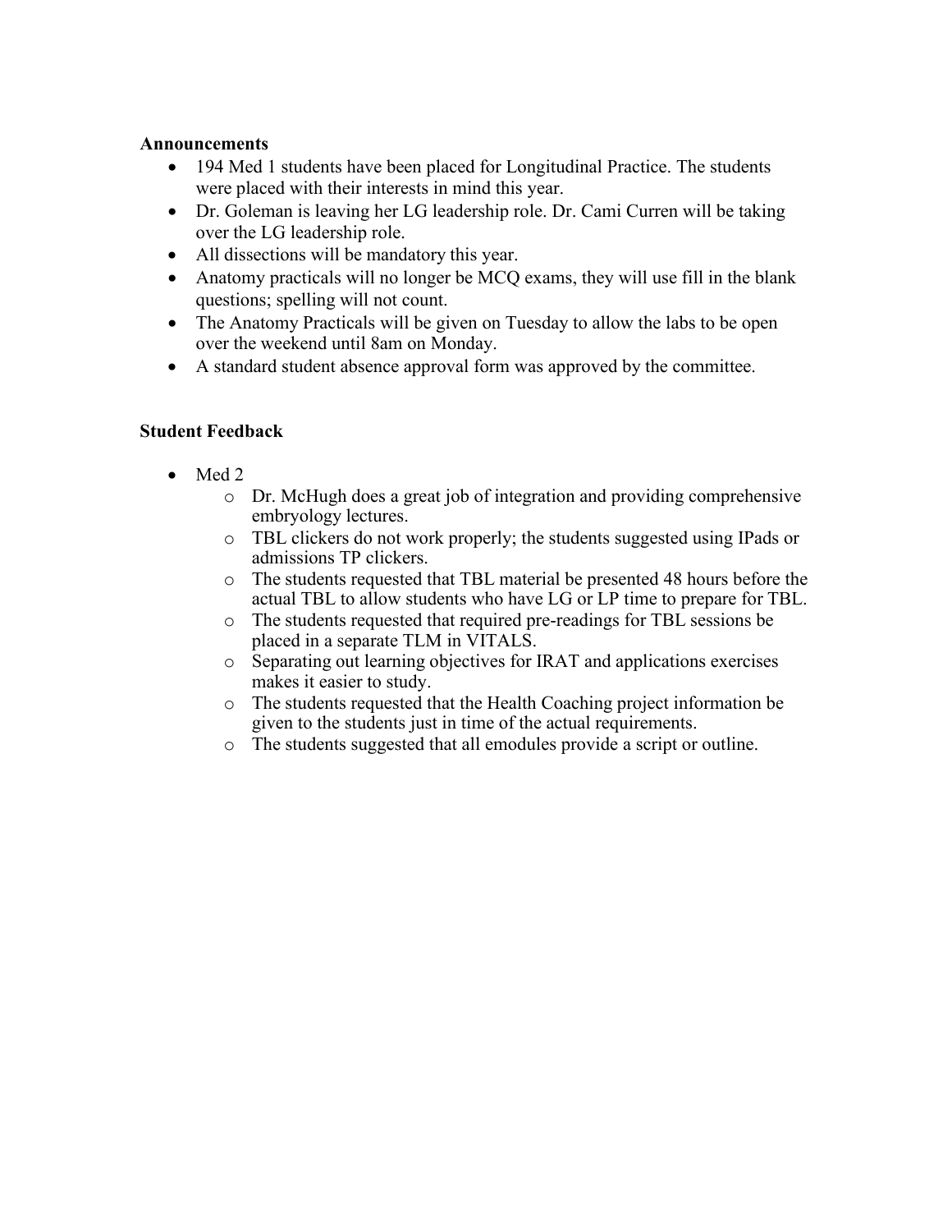**Announcements**

- 194 Med 1 students have been placed for Longitudinal Practice. The students were placed with their interests in mind this year.
- Dr. Goleman is leaving her LG leadership role. Dr. Cami Curren will be taking over the LG leadership role.
- All dissections will be mandatory this year.
- Anatomy practicals will no longer be MCQ exams, they will use fill in the blank questions; spelling will not count.
- The Anatomy Practicals will be given on Tuesday to allow the labs to be open over the weekend until 8am on Monday.
- A standard student absence approval form was approved by the committee.

**Student Feedback**

- Med 2
    - Dr. McHugh does a great job of integration and providing comprehensive embryology lectures.
    - TBL clickers do not work properly; the students suggested using IPads or admissions TP clickers.
    - The students requested that TBL material be presented 48 hours before the actual TBL to allow students who have LG or LP time to prepare for TBL.
    - The students requested that required pre-readings for TBL sessions be placed in a separate TLM in VITALS.
    - Separating out learning objectives for IRAT and applications exercises makes it easier to study.
    - The students requested that the Health Coaching project information be given to the students just in time of the actual requirements.
    - The students suggested that all emodules provide a script or outline.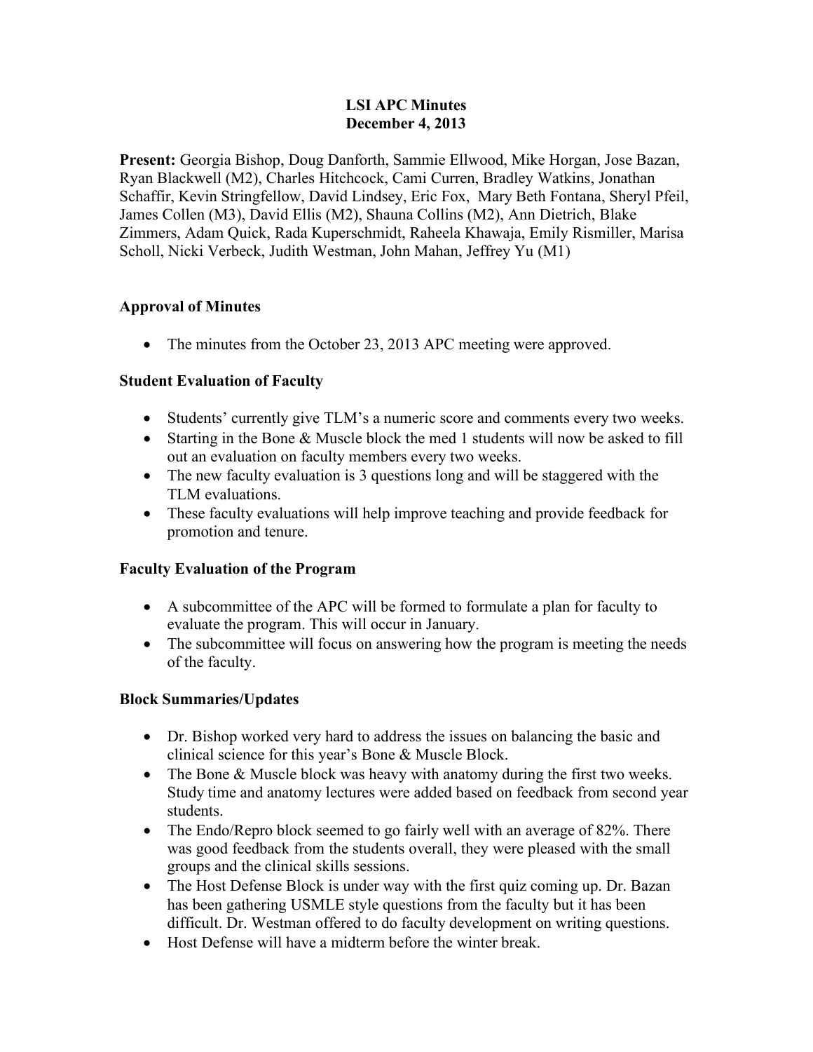# LSI APC Minutes
## December 4, 2013

**Present:** Georgia Bishop, Doug Danforth, Sammie Ellwood, Mike Horgan, Jose Bazan, Ryan Blackwell (M2), Charles Hitchcock, Cami Curren, Bradley Watkins, Jonathan Schaffir, Kevin Stringfellow, David Lindsey, Eric Fox, Mary Beth Fontana, Sheryl Pfeil, James Collen (M3), David Ellis (M2), Shauna Collins (M2), Ann Dietrich, Blake Zimmers, Adam Quick, Rada Kuperschmidt, Raheela Khawaja, Emily Rismiller, Marisa Scholl, Nicki Verbeck, Judith Westman, John Mahan, Jeffrey Yu (M1)

### Approval of Minutes

- The minutes from the October 23, 2013 APC meeting were approved.

### Student Evaluation of Faculty

- Students' currently give TLM's a numeric score and comments every two weeks.
- Starting in the Bone & Muscle block the med 1 students will now be asked to fill out an evaluation on faculty members every two weeks.
- The new faculty evaluation is 3 questions long and will be staggered with the TLM evaluations.
- These faculty evaluations will help improve teaching and provide feedback for promotion and tenure.

### Faculty Evaluation of the Program

- A subcommittee of the APC will be formed to formulate a plan for faculty to evaluate the program. This will occur in January.
- The subcommittee will focus on answering how the program is meeting the needs of the faculty.

### Block Summaries/Updates

- Dr. Bishop worked very hard to address the issues on balancing the basic and clinical science for this year's Bone & Muscle Block.
- The Bone & Muscle block was heavy with anatomy during the first two weeks. Study time and anatomy lectures were added based on feedback from second year students.
- The Endo/Repro block seemed to go fairly well with an average of 82%. There was good feedback from the students overall, they were pleased with the small groups and the clinical skills sessions.
- The Host Defense Block is under way with the first quiz coming up. Dr. Bazan has been gathering USMLE style questions from the faculty but it has been difficult. Dr. Westman offered to do faculty development on writing questions.
- Host Defense will have a midterm before the winter break.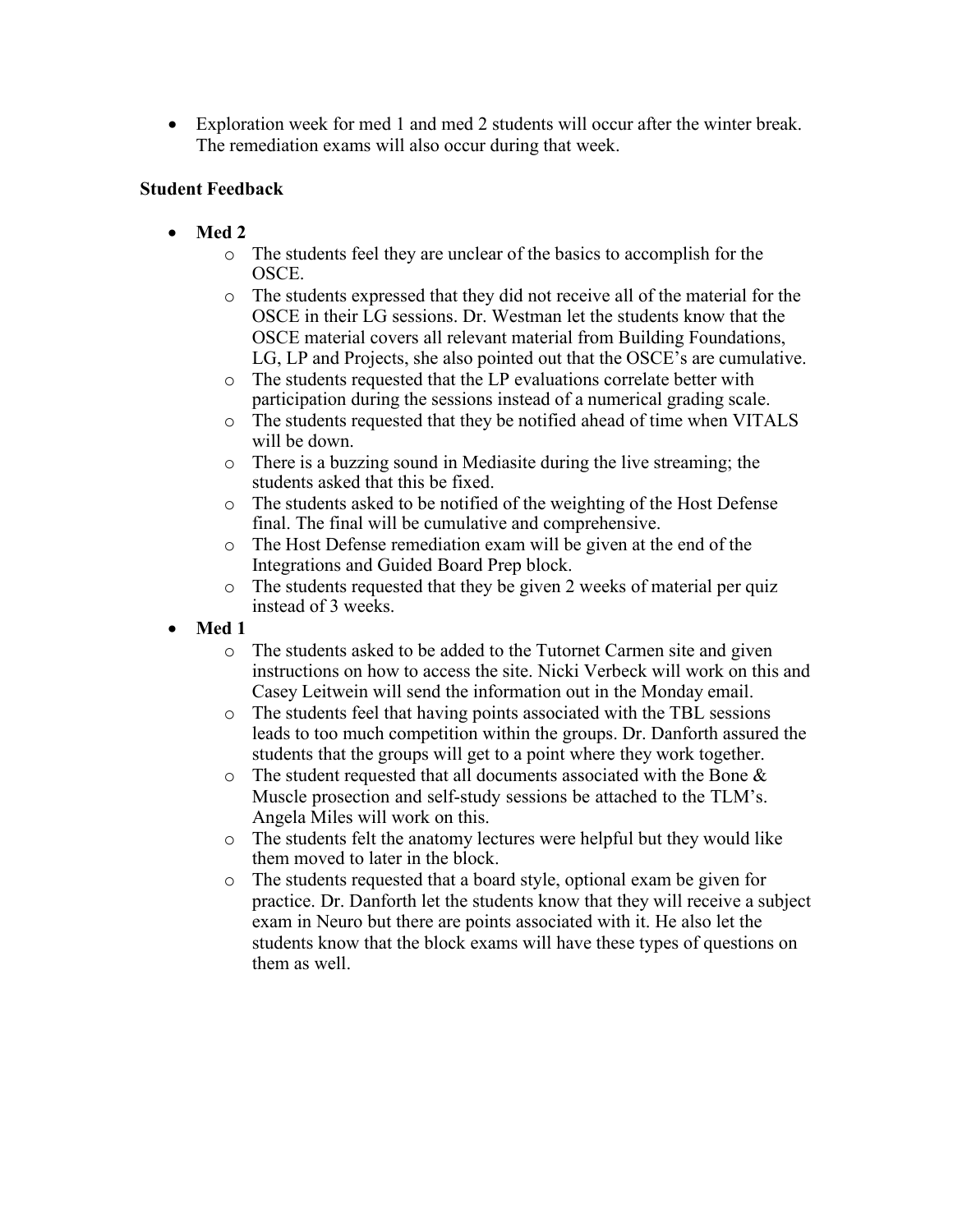- Exploration week for med 1 and med 2 students will occur after the winter break. The remediation exams will also occur during that week.

**Student Feedback**

- **Med 2**
  - The students feel they are unclear of the basics to accomplish for the OSCE.
  - The students expressed that they did not receive all of the material for the OSCE in their LG sessions. Dr. Westman let the students know that the OSCE material covers all relevant material from Building Foundations, LG, LP and Projects, she also pointed out that the OSCE's are cumulative.
  - The students requested that the LP evaluations correlate better with participation during the sessions instead of a numerical grading scale.
  - The students requested that they be notified ahead of time when VITALS will be down.
  - There is a buzzing sound in Mediasite during the live streaming; the students asked that this be fixed.
  - The students asked to be notified of the weighting of the Host Defense final. The final will be cumulative and comprehensive.
  - The Host Defense remediation exam will be given at the end of the Integrations and Guided Board Prep block.
  - The students requested that they be given 2 weeks of material per quiz instead of 3 weeks.
- **Med 1**
  - The students asked to be added to the Tutornet Carmen site and given instructions on how to access the site. Nicki Verbeck will work on this and Casey Leitwein will send the information out in the Monday email.
  - The students feel that having points associated with the TBL sessions leads to too much competition within the groups. Dr. Danforth assured the students that the groups will get to a point where they work together.
  - The student requested that all documents associated with the Bone & Muscle prosection and self-study sessions be attached to the TLM's. Angela Miles will work on this.
  - The students felt the anatomy lectures were helpful but they would like them moved to later in the block.
  - The students requested that a board style, optional exam be given for practice. Dr. Danforth let the students know that they will receive a subject exam in Neuro but there are points associated with it. He also let the students know that the block exams will have these types of questions on them as well.